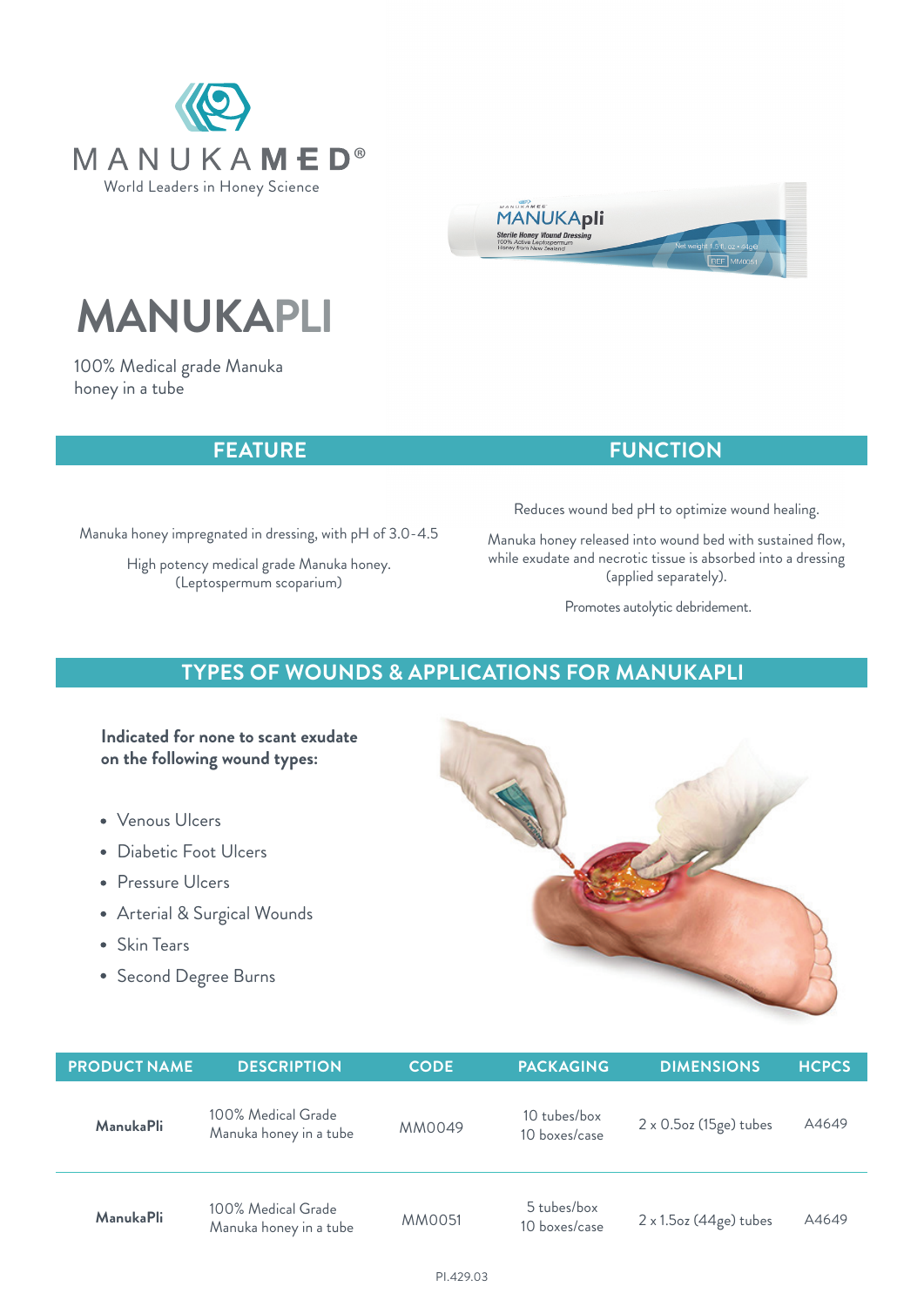MANUKAMED®

World Leaders in Honey Science

# MANUKAPLI

100% Medical grade Manuka honey in a tube

| FEATURE | FUNCTION |
|---|---|
| Manuka honey impregnated in dressing, with pH of 3.0-4.5 | Reduces wound bed pH to optimize wound healing. |
| High potency medical grade Manuka honey. (Leptospermum scoparium) | Manuka honey released into wound bed with sustained flow, while exudate and necrotic tissue is absorbed into a dressing (applied separately). |
| | Promotes autolytic debridement. |

## TYPES OF WOUNDS & APPLICATIONS FOR MANUKAPLI

**Indicated for none to scant exudate on the following wound types:**

- Venous Ulcers
- Diabetic Foot Ulcers
- Pressure Ulcers
- Arterial & Surgical Wounds
- Skin Tears
- Second Degree Burns

| PRODUCT NAME | DESCRIPTION | CODE | PACKAGING | DIMENSIONS | HCPCS |
|---|---|---|---|---|---|
| **ManukaPli** | 100% Medical Grade Manuka honey in a tube | MM0049 | 10 tubes/box 10 boxes/case | 2 x 0.5oz (15ge) tubes | A4649 |
| **ManukaPli** | 100% Medical Grade Manuka honey in a tube | MM0051 | 5 tubes/box 10 boxes/case | 2 x 1.5oz (44ge) tubes | A4649 |

PI.429.03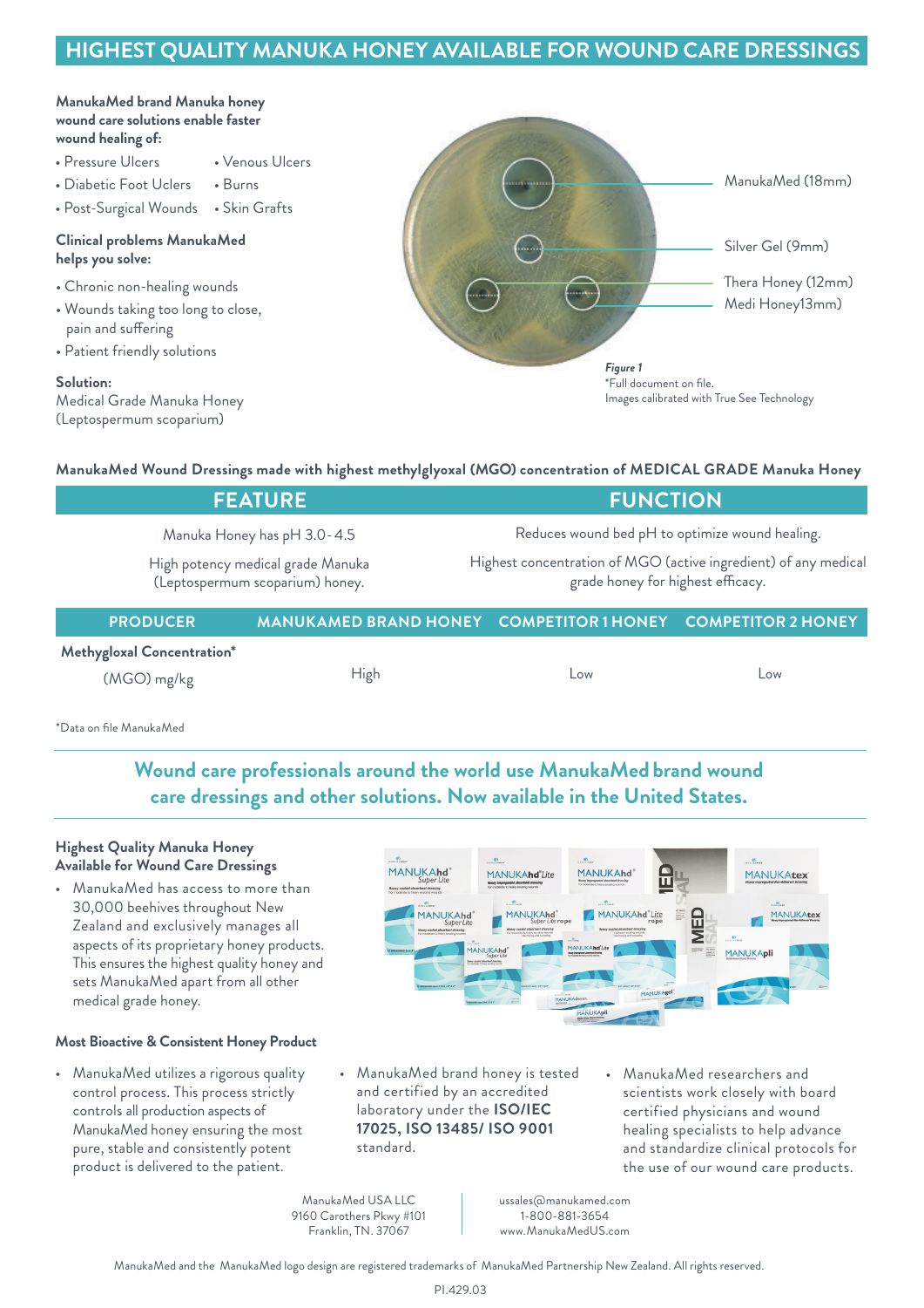# HIGHEST QUALITY MANUKA HONEY AVAILABLE FOR WOUND CARE DRESSINGS

**ManukaMed brand Manuka honey wound care solutions enable faster wound healing of:**

- Pressure Ulcers
- Venous Ulcers
- Diabetic Foot Uclers
- Burns
- Post-Surgical Wounds
- Skin Grafts

**Clinical problems ManukaMed helps you solve:**

- Chronic non-healing wounds
- Wounds taking too long to close, pain and suffering
- Patient friendly solutions

**Solution:**
Medical Grade Manuka Honey (Leptospermum scoparium)

ManukaMed (18mm)
Silver Gel (9mm)
Thera Honey (12mm)
Medi Honey13mm)

*Figure 1*
*Full document on file.
Images calibrated with True See Technology

**ManukaMed Wound Dressings made with highest methylglyoxal (MGO) concentration of MEDICAL GRADE Manuka Honey**

| FEATURE | FUNCTION |
|---|---|
| Manuka Honey has pH 3.0-4.5 | Reduces wound bed pH to optimize wound healing. |
| High potency medical grade Manuka (Leptospermum scoparium) honey. | Highest concentration of MGO (active ingredient) of any medical grade honey for highest efficacy. |

| PRODUCER | MANUKAMED BRAND HONEY | COMPETITOR 1 HONEY | COMPETITOR 2 HONEY |
|---|---|---|---|
| **Methygloxal Concentration*** (MGO) mg/kg | High | Low | Low |

*Data on file ManukaMed

## Wound care professionals around the world use ManukaMed brand wound care dressings and other solutions. Now available in the United States.

### Highest Quality Manuka Honey Available for Wound Care Dressings

- ManukaMed has access to more than 30,000 beehives throughout New Zealand and exclusively manages all aspects of its proprietary honey products. This ensures the highest quality honey and sets ManukaMed apart from all other medical grade honey.

### Most Bioactive & Consistent Honey Product

- ManukaMed utilizes a rigorous quality control process. This process strictly controls all production aspects of ManukaMed honey ensuring the most pure, stable and consistently potent product is delivered to the patient.
- ManukaMed brand honey is tested and certified by an accredited laboratory under the **ISO/IEC 17025, ISO 13485/ ISO 9001** standard.
- ManukaMed researchers and scientists work closely with board certified physicians and wound healing specialists to help advance and standardize clinical protocols for the use of our wound care products.

ManukaMed USA LLC
9160 Carothers Pkwy #101
Franklin, TN. 37067

ussales@manukamed.com
1-800-881-3654
www.ManukaMedUS.com

ManukaMed and the ManukaMed logo design are registered trademarks of ManukaMed Partnership New Zealand. All rights reserved.

PI.429.03